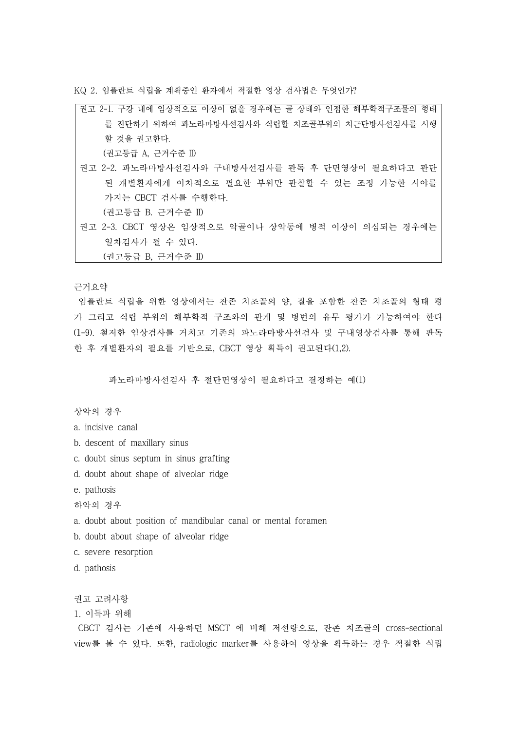KQ 2. 임플란트 식립을 계획중인 환자에서 적절한 영상 검사법은 무엇인가?

| 권고 2-1. 구강 내에 임상적으로 이상이 없을 경우에는 골 상태와 인접한 해부학적구조물의 형태를 진단하기 위하여 파노라마방사선검사와 식립할 치조골부위의 치근단방사선검사를 시행할 것을 권고한다.<br>(권고등급 A, 근거수준 Ⅱ)<br>권고 2-2. 파노라마방사선검사와 구내방사선검사를 판독 후 단면영상이 필요하다고 판단된 개별환자에게 이차적으로 필요한 부위만 관찰할 수 있는 조정 가능한 시야를 가지는 CBCT 검사를 수행한다.<br>(권고등급 B. 근거수준 Ⅱ)<br>권고 2-3. CBCT 영상은 임상적으로 악골이나 상악동에 병적 이상이 의심되는 경우에는 일차검사가 될 수 있다.<br>(권고등급 B, 근거수준 Ⅱ) |
|---|

근거요약

임플란트 식립을 위한 영상에서는 잔존 치조골의 양, 질을 포함한 잔존 치조골의 형태 평가 그리고 식립 부위의 해부학적 구조와의 관계 및 병변의 유무 평가가 가능하여야 한다(1-9). 철저한 임상검사를 거치고 기존의 파노라마방사선검사 및 구내영상검사를 통해 판독한 후 개별환자의 필요를 기반으로, CBCT 영상 획득이 권고된다(1,2).

파노라마방사선검사 후 절단면영상이 필요하다고 결정하는 예(1)

상악의 경우

a. incisive canal
b. descent of maxillary sinus
c. doubt sinus septum in sinus grafting
d. doubt about shape of alveolar ridge
e. pathosis

하악의 경우

a. doubt about position of mandibular canal or mental foramen
b. doubt about shape of alveolar ridge
c. severe resorption
d. pathosis

권고 고려사항

1. 이득과 위해

CBCT 검사는 기존에 사용하던 MSCT 에 비해 저선량으로, 잔존 치조골의 cross-sectional view를 볼 수 있다. 또한, radiologic marker를 사용하여 영상을 획득하는 경우 적절한 식립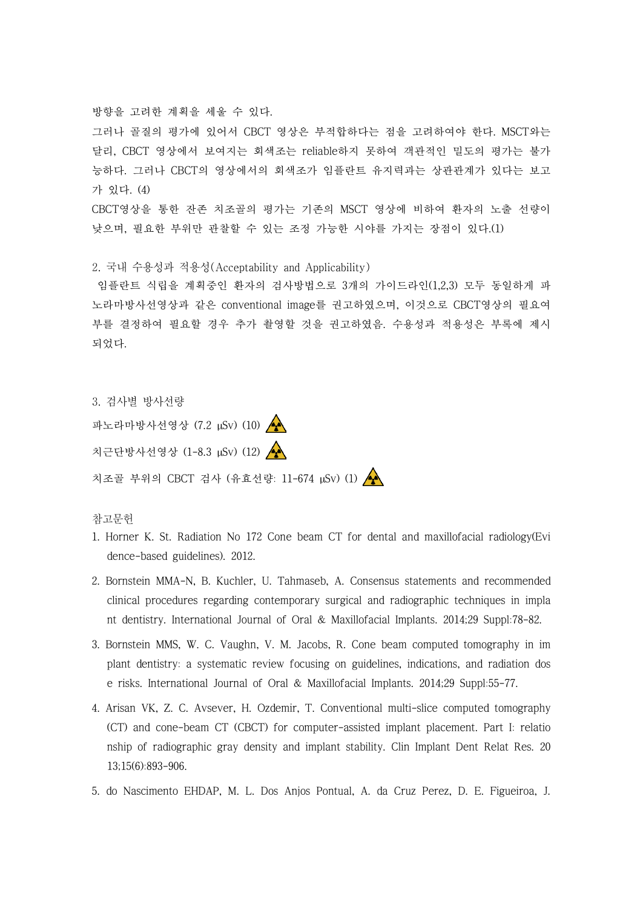방향을 고려한 계획을 세울 수 있다.

그러나 골질의 평가에 있어서 CBCT 영상은 부적합하다는 점을 고려하여야 한다. MSCT와는 달리, CBCT 영상에서 보여지는 회색조는 reliable하지 못하여 객관적인 밀도의 평가는 불가능하다. 그러나 CBCT의 영상에서의 회색조가 임플란트 유지력과는 상관관계가 있다는 보고가 있다. (4)

CBCT영상을 통한 잔존 치조골의 평가는 기존의 MSCT 영상에 비하여 환자의 노출 선량이 낮으며, 필요한 부위만 관찰할 수 있는 조정 가능한 시야를 가지는 장점이 있다.(1)

2. 국내 수용성과 적용성(Acceptability and Applicability)

임플란트 식립을 계획중인 환자의 검사방법으로 3개의 가이드라인(1,2,3) 모두 동일하게 파노라마방사선영상과 같은 conventional image를 권고하였으며, 이것으로 CBCT영상의 필요여부를 결정하여 필요할 경우 추가 촬영할 것을 권고하였음. 수용성과 적용성은 부록에 제시되었다.

3. 검사별 방사선량

파노라마방사선영상 (7.2 μSv) (10)

치근단방사선영상 (1-8.3 μSv) (12)

치조골 부위의 CBCT 검사 (유효선량: 11-674 μSv) (1)

참고문헌

1. Horner K. St. Radiation No 172 Cone beam CT for dental and maxillofacial radiology(Evidence-based guidelines). 2012.
2. Bornstein MMA-N, B. Kuchler, U. Tahmaseb, A. Consensus statements and recommended clinical procedures regarding contemporary surgical and radiographic techniques in implant dentistry. International Journal of Oral & Maxillofacial Implants. 2014;29 Suppl:78-82.
3. Bornstein MMS, W. C. Vaughn, V. M. Jacobs, R. Cone beam computed tomography in implant dentistry: a systematic review focusing on guidelines, indications, and radiation dose risks. International Journal of Oral & Maxillofacial Implants. 2014;29 Suppl:55-77.
4. Arisan VK, Z. C. Avsever, H. Ozdemir, T. Conventional multi-slice computed tomography (CT) and cone-beam CT (CBCT) for computer-assisted implant placement. Part I: relationship of radiographic gray density and implant stability. Clin Implant Dent Relat Res. 2013;15(6):893-906.
5. do Nascimento EHDAP, M. L. Dos Anjos Pontual, A. da Cruz Perez, D. E. Figueiroa, J.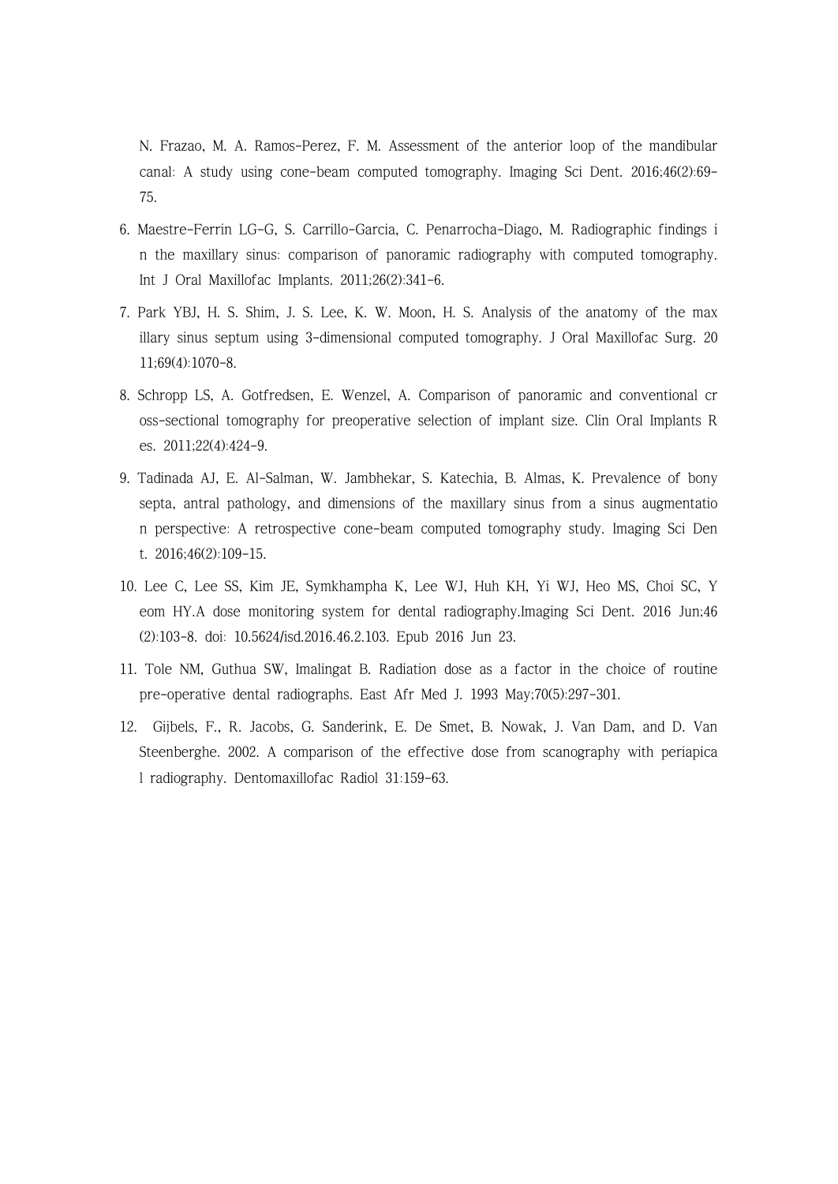N. Frazao, M. A. Ramos-Perez, F. M. Assessment of the anterior loop of the mandibular canal: A study using cone-beam computed tomography. Imaging Sci Dent. 2016;46(2):69-75.

6. Maestre-Ferrin LG-G, S. Carrillo-Garcia, C. Penarrocha-Diago, M. Radiographic findings in the maxillary sinus: comparison of panoramic radiography with computed tomography. Int J Oral Maxillofac Implants. 2011;26(2):341-6.

7. Park YBJ, H. S. Shim, J. S. Lee, K. W. Moon, H. S. Analysis of the anatomy of the maxillary sinus septum using 3-dimensional computed tomography. J Oral Maxillofac Surg. 2011;69(4):1070-8.

8. Schropp LS, A. Gotfredsen, E. Wenzel, A. Comparison of panoramic and conventional cross-sectional tomography for preoperative selection of implant size. Clin Oral Implants Res. 2011;22(4):424-9.

9. Tadinada AJ, E. Al-Salman, W. Jambhekar, S. Katechia, B. Almas, K. Prevalence of bony septa, antral pathology, and dimensions of the maxillary sinus from a sinus augmentation perspective: A retrospective cone-beam computed tomography study. Imaging Sci Dent. 2016;46(2):109-15.

10. Lee C, Lee SS, Kim JE, Symkhampha K, Lee WJ, Huh KH, Yi WJ, Heo MS, Choi SC, Yeom HY.A dose monitoring system for dental radiography.Imaging Sci Dent. 2016 Jun;46(2):103-8. doi: 10.5624/isd.2016.46.2.103. Epub 2016 Jun 23.

11. Tole NM, Guthua SW, Imalingat B. Radiation dose as a factor in the choice of routine pre-operative dental radiographs. East Afr Med J. 1993 May;70(5):297-301.

12. Gijbels, F., R. Jacobs, G. Sanderink, E. De Smet, B. Nowak, J. Van Dam, and D. Van Steenberghe. 2002. A comparison of the effective dose from scanography with periapical radiography. Dentomaxillofac Radiol 31:159-63.